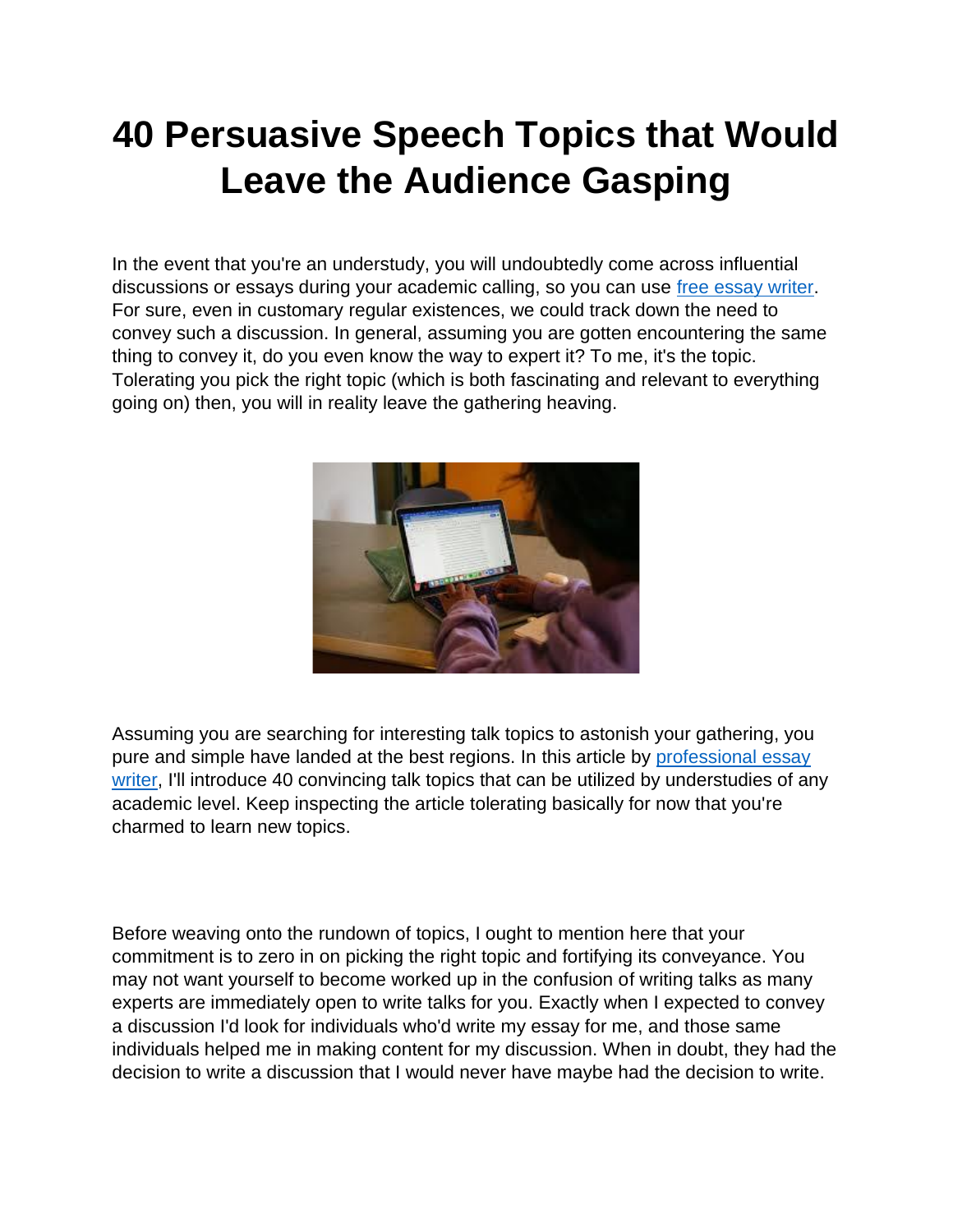# 40 Persuasive Speech Topics that Would Leave the Audience Gasping

In the event that you're an understudy, you will undoubtedly come across influential discussions or essays during your academic calling, so you can use [free essay writer](). For sure, even in customary regular existences, we could track down the need to convey such a discussion. In general, assuming you are gotten encountering the same thing to convey it, do you even know the way to expert it? To me, it's the topic. Tolerating you pick the right topic (which is both fascinating and relevant to everything going on) then, you will in reality leave the gathering heaving.

Assuming you are searching for interesting talk topics to astonish your gathering, you pure and simple have landed at the best regions. In this article by [professional essay writer](), I'll introduce 40 convincing talk topics that can be utilized by understudies of any academic level. Keep inspecting the article tolerating basically for now that you're charmed to learn new topics.

Before weaving onto the rundown of topics, I ought to mention here that your commitment is to zero in on picking the right topic and fortifying its conveyance. You may not want yourself to become worked up in the confusion of writing talks as many experts are immediately open to write talks for you. Exactly when I expected to convey a discussion I'd look for individuals who'd write my essay for me, and those same individuals helped me in making content for my discussion. When in doubt, they had the decision to write a discussion that I would never have maybe had the decision to write.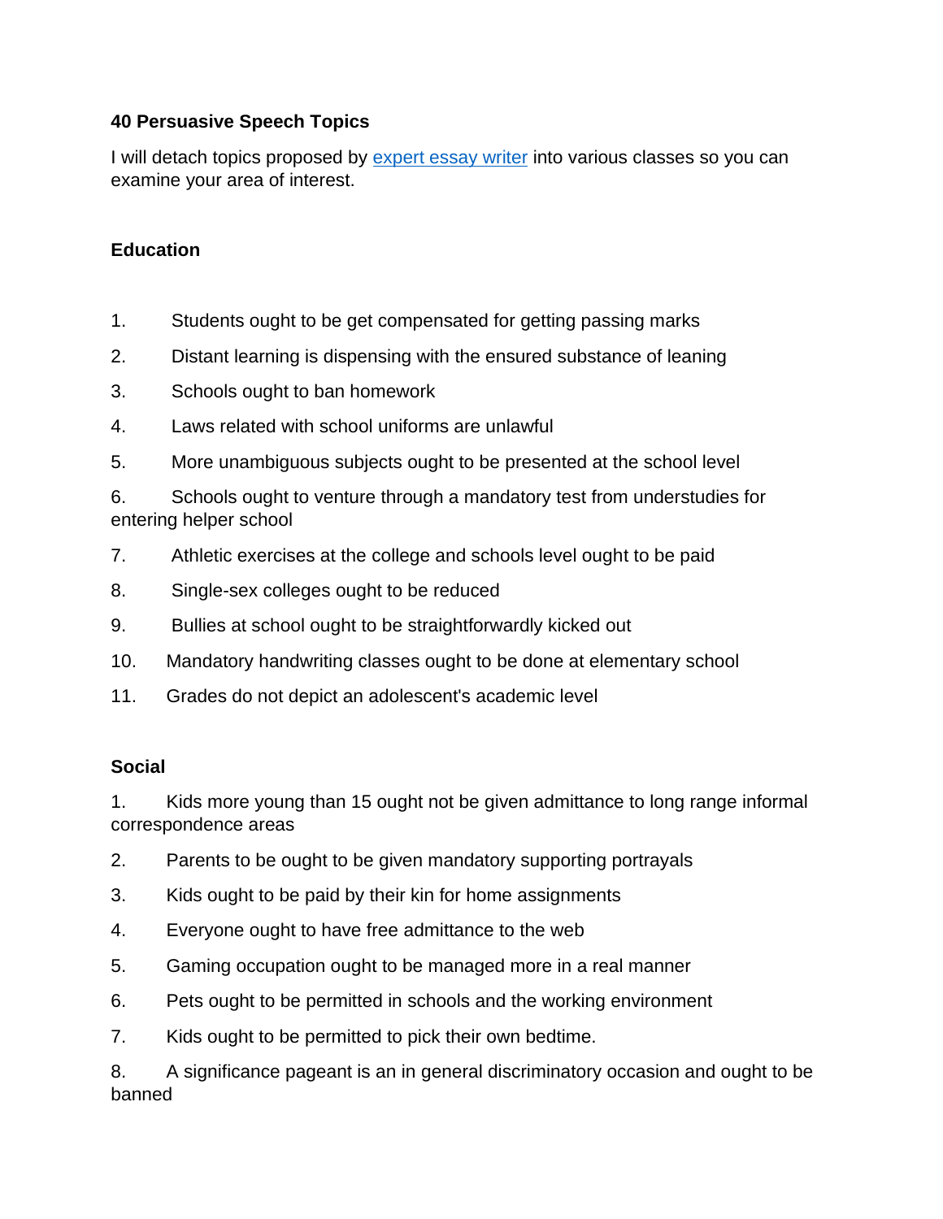**40 Persuasive Speech Topics**

I will detach topics proposed by [expert essay writer]() into various classes so you can examine your area of interest.

**Education**

1. Students ought to be get compensated for getting passing marks
2. Distant learning is dispensing with the ensured substance of leaning
3. Schools ought to ban homework
4. Laws related with school uniforms are unlawful
5. More unambiguous subjects ought to be presented at the school level
6. Schools ought to venture through a mandatory test from understudies for entering helper school
7. Athletic exercises at the college and schools level ought to be paid
8. Single-sex colleges ought to be reduced
9. Bullies at school ought to be straightforwardly kicked out
10. Mandatory handwriting classes ought to be done at elementary school
11. Grades do not depict an adolescent's academic level

**Social**

1. Kids more young than 15 ought not be given admittance to long range informal correspondence areas
2. Parents to be ought to be given mandatory supporting portrayals
3. Kids ought to be paid by their kin for home assignments
4. Everyone ought to have free admittance to the web
5. Gaming occupation ought to be managed more in a real manner
6. Pets ought to be permitted in schools and the working environment
7. Kids ought to be permitted to pick their own bedtime.
8. A significance pageant is an in general discriminatory occasion and ought to be banned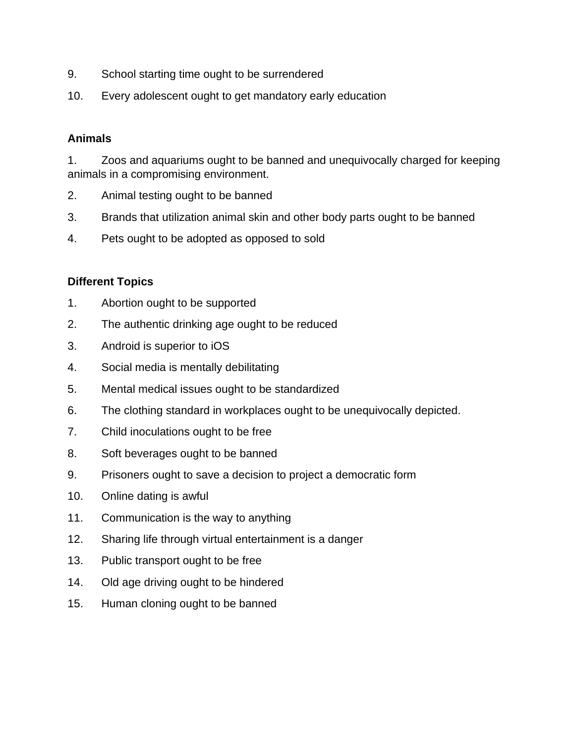9. School starting time ought to be surrendered
10. Every adolescent ought to get mandatory early education

**Animals**

1. Zoos and aquariums ought to be banned and unequivocally charged for keeping animals in a compromising environment.
2. Animal testing ought to be banned
3. Brands that utilization animal skin and other body parts ought to be banned
4. Pets ought to be adopted as opposed to sold

**Different Topics**

1. Abortion ought to be supported
2. The authentic drinking age ought to be reduced
3. Android is superior to iOS
4. Social media is mentally debilitating
5. Mental medical issues ought to be standardized
6. The clothing standard in workplaces ought to be unequivocally depicted.
7. Child inoculations ought to be free
8. Soft beverages ought to be banned
9. Prisoners ought to save a decision to project a democratic form
10. Online dating is awful
11. Communication is the way to anything
12. Sharing life through virtual entertainment is a danger
13. Public transport ought to be free
14. Old age driving ought to be hindered
15. Human cloning ought to be banned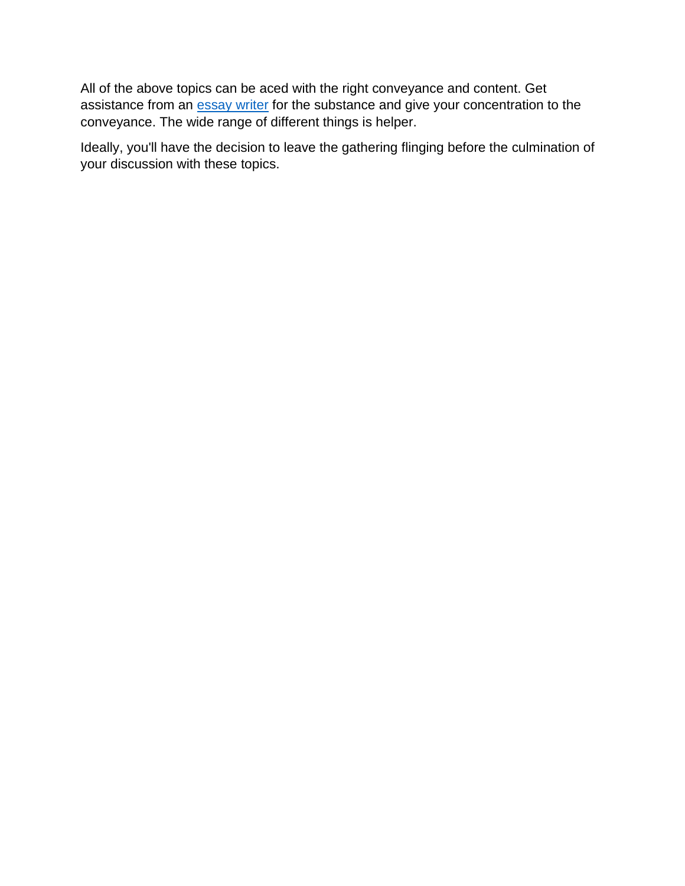All of the above topics can be aced with the right conveyance and content. Get assistance from an [essay writer] for the substance and give your concentration to the conveyance. The wide range of different things is helper.

Ideally, you'll have the decision to leave the gathering flinging before the culmination of your discussion with these topics.